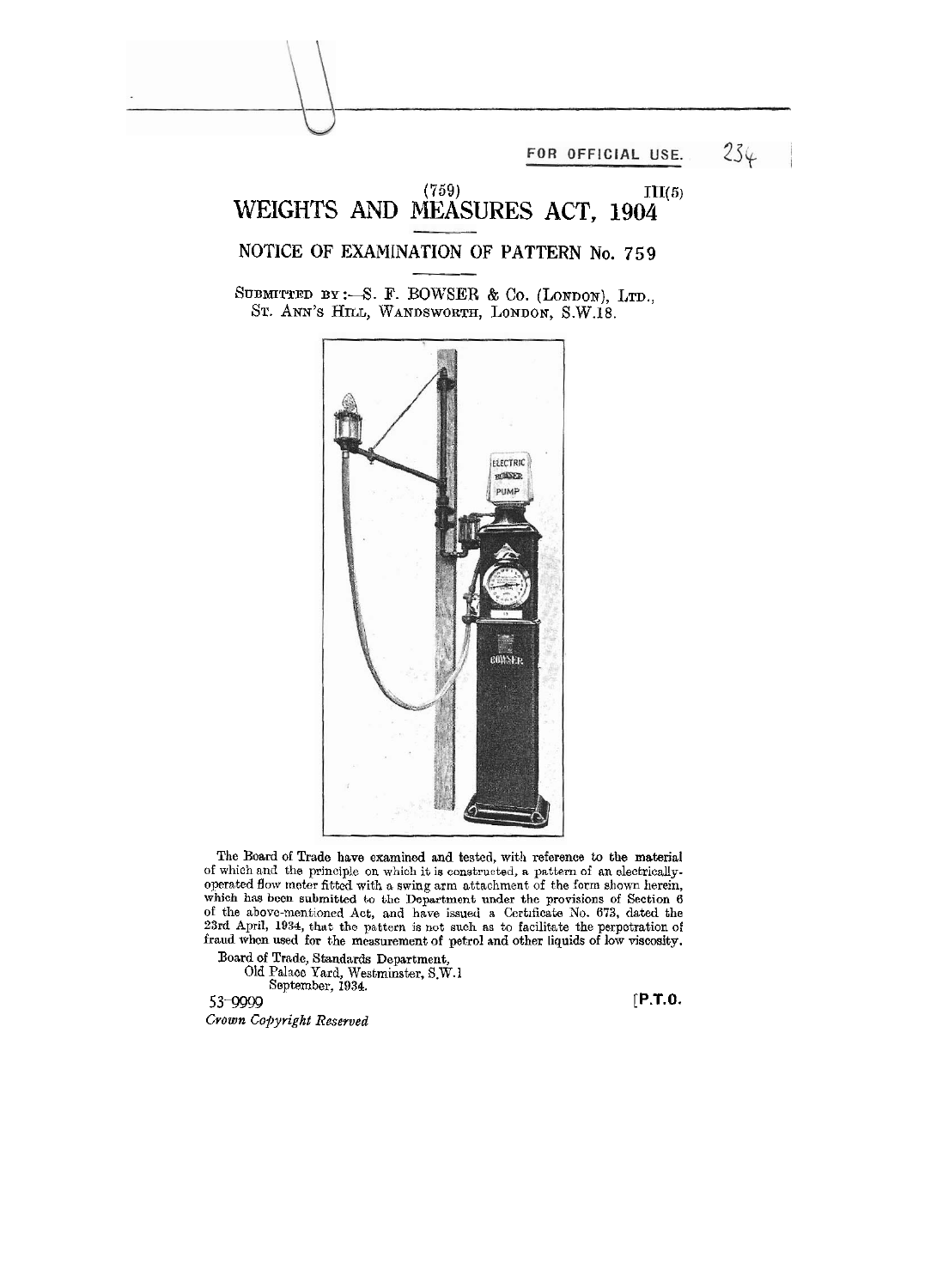FOR OFFICIAL USE.

(759) III(5)

# WEIGHTS AND MEASURES ACT, 1904

## NOTICE OF EXAMINATION OF PATTERN No. 759

SUBMITTED BY:—S. F. BOWSER & Co. (LONDON), LTD., ST. ANN'S HILL, WANDSWORTH, LONDON, S.W.18.

The Board of Trade have examined and tested, with reference to the material of which and the principle on which it is constructed, a pattern of an electrically-operated flow meter fitted with a swing arm attachment of the form shown herein, which has been submitted to the Department under the provisions of Section 6 of the above-mentioned Act, and have issued a Certificate No. 673, dated the 23rd April, 1934, that the pattern is not such as to facilitate the perpetration of fraud when used for the measurement of petrol and other liquids of low viscosity.

Board of Trade, Standards Department,
Old Palace Yard, Westminster, S.W.1
September, 1934.

53-9999

*Crown Copyright Reserved*

[P.T.O.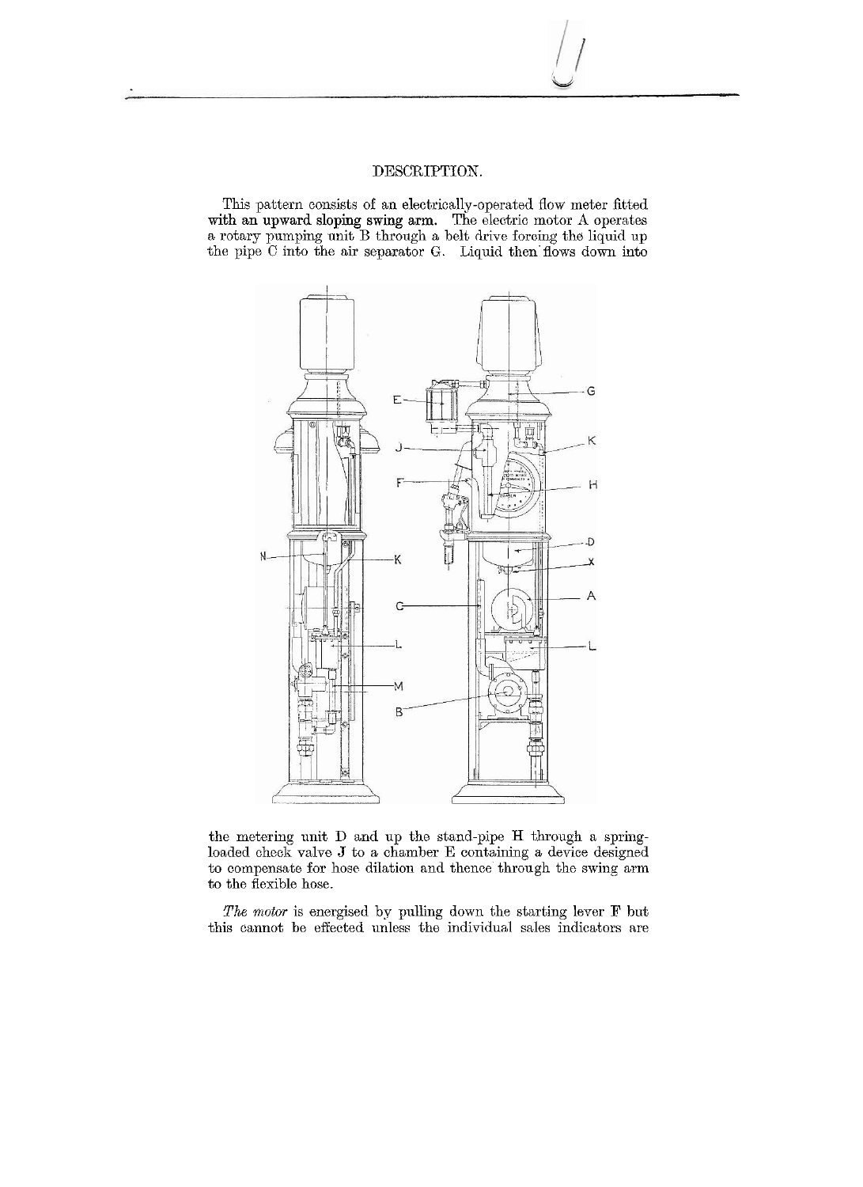## DESCRIPTION.

This pattern consists of an electrically-operated flow meter fitted **with an upward sloping swing arm.** The electric motor A operates a rotary pumping unit B through a belt drive forcing the liquid up the pipe C into the air separator G. Liquid then flows down into the metering unit D and up the stand-pipe H through a spring-loaded check valve J to a chamber E containing a device designed to compensate for hose dilation and thence through the swing arm to the flexible hose.

E
G
J
K
F
H
D
N
K
X
C
A
L
L
M
B

*The motor* is energised by pulling down the starting lever F but this cannot be effected unless the individual sales indicators are